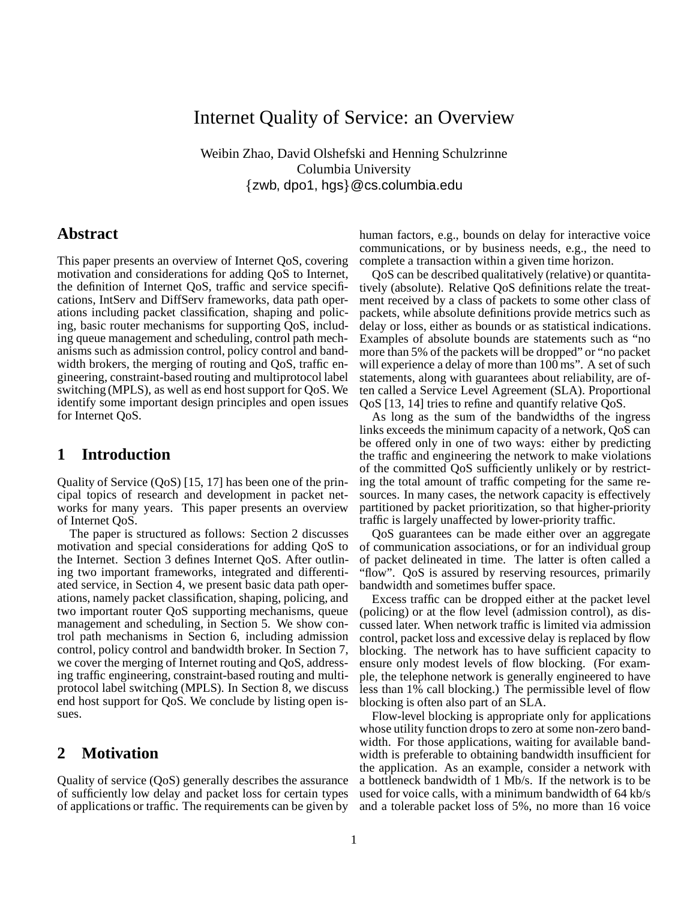# Internet Quality of Service: an Overview

Weibin Zhao, David Olshefski and Henning Schulzrinne
Columbia University
{zwb, dpo1, hgs}@cs.columbia.edu

## Abstract

This paper presents an overview of Internet QoS, covering motivation and considerations for adding QoS to Internet, the definition of Internet QoS, traffic and service specifications, IntServ and DiffServ frameworks, data path operations including packet classification, shaping and policing, basic router mechanisms for supporting QoS, including queue management and scheduling, control path mechanisms such as admission control, policy control and bandwidth brokers, the merging of routing and QoS, traffic engineering, constraint-based routing and multiprotocol label switching (MPLS), as well as end host support for QoS. We identify some important design principles and open issues for Internet QoS.

## 1 Introduction

Quality of Service (QoS) [15, 17] has been one of the principal topics of research and development in packet networks for many years. This paper presents an overview of Internet QoS.

The paper is structured as follows: Section 2 discusses motivation and special considerations for adding QoS to the Internet. Section 3 defines Internet QoS. After outlining two important frameworks, integrated and differentiated service, in Section 4, we present basic data path operations, namely packet classification, shaping, policing, and two important router QoS supporting mechanisms, queue management and scheduling, in Section 5. We show control path mechanisms in Section 6, including admission control, policy control and bandwidth broker. In Section 7, we cover the merging of Internet routing and QoS, addressing traffic engineering, constraint-based routing and multiprotocol label switching (MPLS). In Section 8, we discuss end host support for QoS. We conclude by listing open issues.

## 2 Motivation

Quality of service (QoS) generally describes the assurance of sufficiently low delay and packet loss for certain types of applications or traffic. The requirements can be given by human factors, e.g., bounds on delay for interactive voice communications, or by business needs, e.g., the need to complete a transaction within a given time horizon.

QoS can be described qualitatively (relative) or quantitatively (absolute). Relative QoS definitions relate the treatment received by a class of packets to some other class of packets, while absolute definitions provide metrics such as delay or loss, either as bounds or as statistical indications. Examples of absolute bounds are statements such as "no more than 5% of the packets will be dropped" or "no packet will experience a delay of more than 100 ms". A set of such statements, along with guarantees about reliability, are often called a Service Level Agreement (SLA). Proportional QoS [13, 14] tries to refine and quantify relative QoS.

As long as the sum of the bandwidths of the ingress links exceeds the minimum capacity of a network, QoS can be offered only in one of two ways: either by predicting the traffic and engineering the network to make violations of the committed QoS sufficiently unlikely or by restricting the total amount of traffic competing for the same resources. In many cases, the network capacity is effectively partitioned by packet prioritization, so that higher-priority traffic is largely unaffected by lower-priority traffic.

QoS guarantees can be made either over an aggregate of communication associations, or for an individual group of packet delineated in time. The latter is often called a "flow". QoS is assured by reserving resources, primarily bandwidth and sometimes buffer space.

Excess traffic can be dropped either at the packet level (policing) or at the flow level (admission control), as discussed later. When network traffic is limited via admission control, packet loss and excessive delay is replaced by flow blocking. The network has to have sufficient capacity to ensure only modest levels of flow blocking. (For example, the telephone network is generally engineered to have less than 1% call blocking.) The permissible level of flow blocking is often also part of an SLA.

Flow-level blocking is appropriate only for applications whose utility function drops to zero at some non-zero bandwidth. For those applications, waiting for available bandwidth is preferable to obtaining bandwidth insufficient for the application. As an example, consider a network with a bottleneck bandwidth of 1 Mb/s. If the network is to be used for voice calls, with a minimum bandwidth of 64 kb/s and a tolerable packet loss of 5%, no more than 16 voice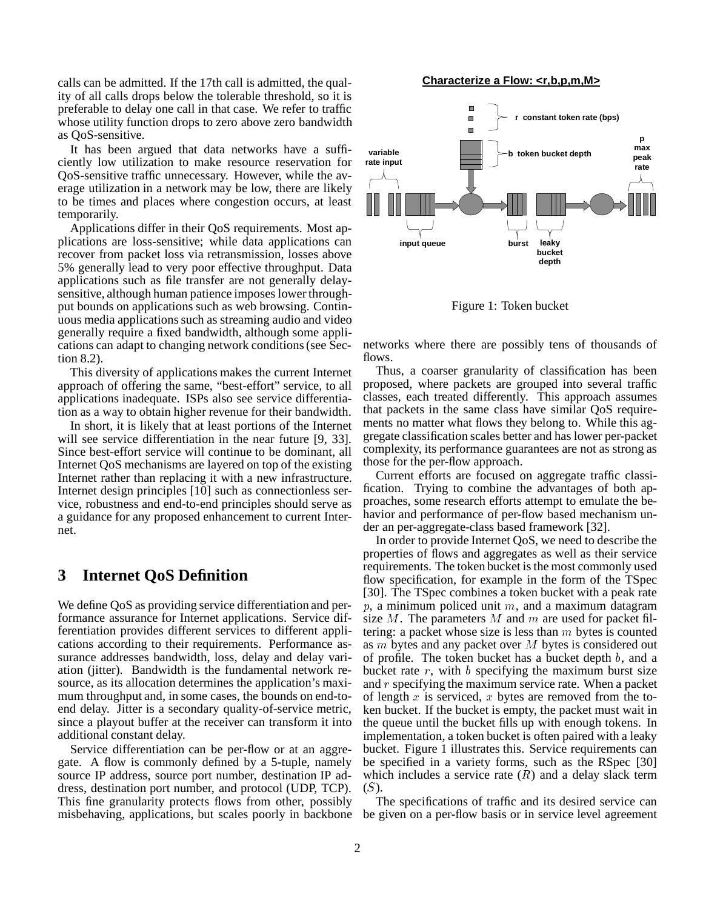calls can be admitted. If the 17th call is admitted, the quality of all calls drops below the tolerable threshold, so it is preferable to delay one call in that case. We refer to traffic whose utility function drops to zero above zero bandwidth as QoS-sensitive.

It has been argued that data networks have a sufficiently low utilization to make resource reservation for QoS-sensitive traffic unnecessary. However, while the average utilization in a network may be low, there are likely to be times and places where congestion occurs, at least temporarily.

Applications differ in their QoS requirements. Most applications are loss-sensitive; while data applications can recover from packet loss via retransmission, losses above 5% generally lead to very poor effective throughput. Data applications such as file transfer are not generally delay-sensitive, although human patience imposes lower throughput bounds on applications such as web browsing. Continuous media applications such as streaming audio and video generally require a fixed bandwidth, although some applications can adapt to changing network conditions (see Section 8.2).

This diversity of applications makes the current Internet approach of offering the same, "best-effort" service, to all applications inadequate. ISPs also see service differentiation as a way to obtain higher revenue for their bandwidth.

In short, it is likely that at least portions of the Internet will see service differentiation in the near future [9, 33]. Since best-effort service will continue to be dominant, all Internet QoS mechanisms are layered on top of the existing Internet rather than replacing it with a new infrastructure. Internet design principles [10] such as connectionless service, robustness and end-to-end principles should serve as a guidance for any proposed enhancement to current Internet.

# 3 Internet QoS Definition

We define QoS as providing service differentiation and performance assurance for Internet applications. Service differentiation provides different services to different applications according to their requirements. Performance assurance addresses bandwidth, loss, delay and delay variation (jitter). Bandwidth is the fundamental network resource, as its allocation determines the application's maximum throughput and, in some cases, the bounds on end-to-end delay. Jitter is a secondary quality-of-service metric, since a playout buffer at the receiver can transform it into additional constant delay.

Service differentiation can be per-flow or at an aggregate. A flow is commonly defined by a 5-tuple, namely source IP address, source port number, destination IP address, destination port number, and protocol (UDP, TCP). This fine granularity protects flows from other, possibly misbehaving, applications, but scales poorly in backbone networks where there are possibly tens of thousands of flows.

**Characterize a Flow: <r,b,p,m,M>**

Figure 1: Token bucket

Thus, a coarser granularity of classification has been proposed, where packets are grouped into several traffic classes, each treated differently. This approach assumes that packets in the same class have similar QoS requirements no matter what flows they belong to. While this aggregate classification scales better and has lower per-packet complexity, its performance guarantees are not as strong as those for the per-flow approach.

Current efforts are focused on aggregate traffic classification. Trying to combine the advantages of both approaches, some research efforts attempt to emulate the behavior and performance of per-flow based mechanism under an per-aggregate-class based framework [32].

In order to provide Internet QoS, we need to describe the properties of flows and aggregates as well as their service requirements. The token bucket is the most commonly used flow specification, for example in the form of the TSpec [30]. The TSpec combines a token bucket with a peak rate $p$, a minimum policed unit $m$, and a maximum datagram size $M$. The parameters $M$ and $m$ are used for packet filtering: a packet whose size is less than $m$ bytes is counted as $m$ bytes and any packet over $M$ bytes is considered out of profile. The token bucket has a bucket depth $b$, and a bucket rate $r$, with $b$ specifying the maximum burst size and $r$ specifying the maximum service rate. When a packet of length $x$ is serviced, $x$ bytes are removed from the token bucket. If the bucket is empty, the packet must wait in the queue until the bucket fills up with enough tokens. In implementation, a token bucket is often paired with a leaky bucket. Figure 1 illustrates this. Service requirements can be specified in a variety forms, such as the RSpec [30] which includes a service rate ($R$) and a delay slack term ($S$).

The specifications of traffic and its desired service can be given on a per-flow basis or in service level agreement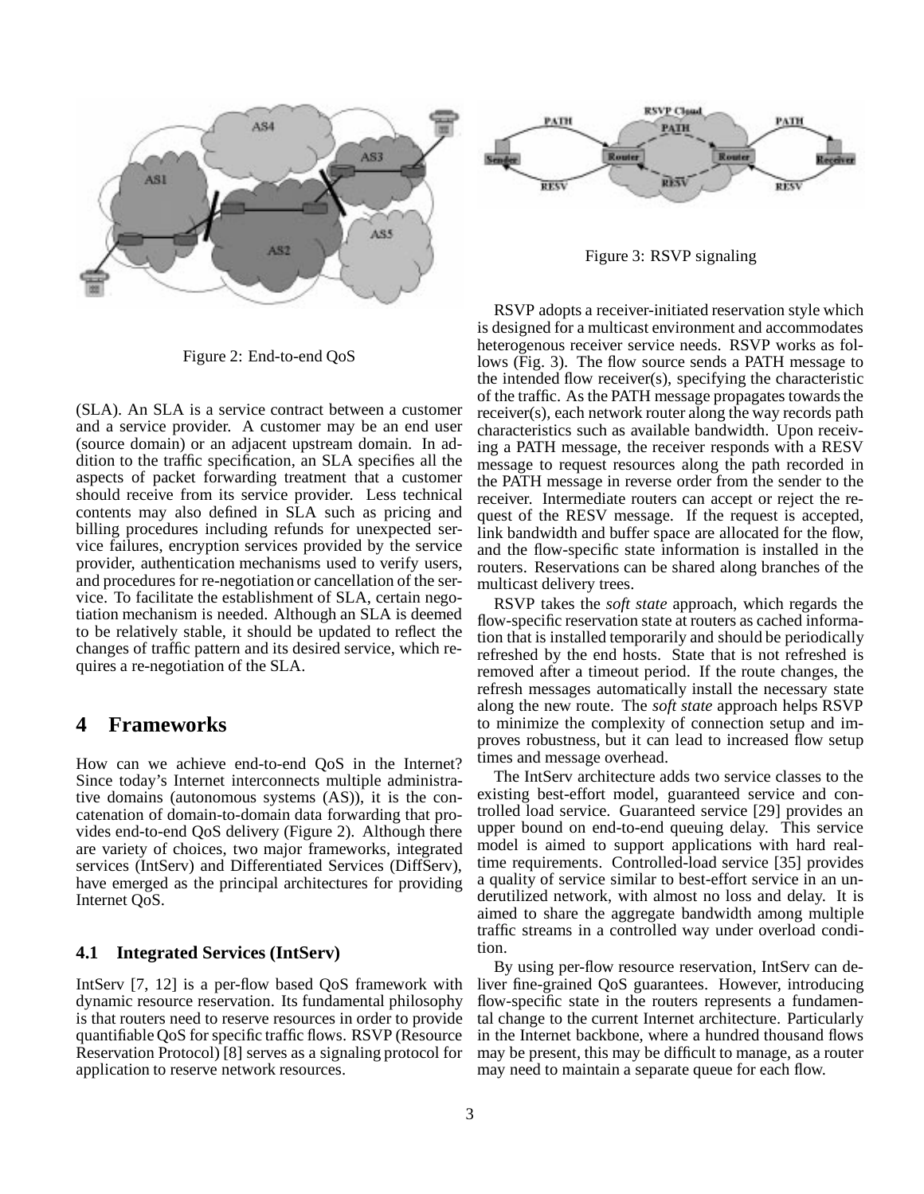Figure 2: End-to-end QoS

(SLA). An SLA is a service contract between a customer and a service provider. A customer may be an end user (source domain) or an adjacent upstream domain. In addition to the traffic specification, an SLA specifies all the aspects of packet forwarding treatment that a customer should receive from its service provider. Less technical contents may also defined in SLA such as pricing and billing procedures including refunds for unexpected service failures, encryption services provided by the service provider, authentication mechanisms used to verify users, and procedures for re-negotiation or cancellation of the service. To facilitate the establishment of SLA, certain negotiation mechanism is needed. Although an SLA is deemed to be relatively stable, it should be updated to reflect the changes of traffic pattern and its desired service, which requires a re-negotiation of the SLA.

# 4 Frameworks

How can we achieve end-to-end QoS in the Internet? Since today's Internet interconnects multiple administrative domains (autonomous systems (AS)), it is the concatenation of domain-to-domain data forwarding that provides end-to-end QoS delivery (Figure 2). Although there are variety of choices, two major frameworks, integrated services (IntServ) and Differentiated Services (DiffServ), have emerged as the principal architectures for providing Internet QoS.

## 4.1 Integrated Services (IntServ)

IntServ [7, 12] is a per-flow based QoS framework with dynamic resource reservation. Its fundamental philosophy is that routers need to reserve resources in order to provide quantifiable QoS for specific traffic flows. RSVP (Resource Reservation Protocol) [8] serves as a signaling protocol for application to reserve network resources.

Figure 3: RSVP signaling

RSVP adopts a receiver-initiated reservation style which is designed for a multicast environment and accommodates heterogenous receiver service needs. RSVP works as follows (Fig. 3). The flow source sends a PATH message to the intended flow receiver(s), specifying the characteristic of the traffic. As the PATH message propagates towards the receiver(s), each network router along the way records path characteristics such as available bandwidth. Upon receiving a PATH message, the receiver responds with a RESV message to request resources along the path recorded in the PATH message in reverse order from the sender to the receiver. Intermediate routers can accept or reject the request of the RESV message. If the request is accepted, link bandwidth and buffer space are allocated for the flow, and the flow-specific state information is installed in the routers. Reservations can be shared along branches of the multicast delivery trees.

RSVP takes the *soft state* approach, which regards the flow-specific reservation state at routers as cached information that is installed temporarily and should be periodically refreshed by the end hosts. State that is not refreshed is removed after a timeout period. If the route changes, the refresh messages automatically install the necessary state along the new route. The *soft state* approach helps RSVP to minimize the complexity of connection setup and improves robustness, but it can lead to increased flow setup times and message overhead.

The IntServ architecture adds two service classes to the existing best-effort model, guaranteed service and controlled load service. Guaranteed service [29] provides an upper bound on end-to-end queuing delay. This service model is aimed to support applications with hard real-time requirements. Controlled-load service [35] provides a quality of service similar to best-effort service in an underutilized network, with almost no loss and delay. It is aimed to share the aggregate bandwidth among multiple traffic streams in a controlled way under overload condition.

By using per-flow resource reservation, IntServ can deliver fine-grained QoS guarantees. However, introducing flow-specific state in the routers represents a fundamental change to the current Internet architecture. Particularly in the Internet backbone, where a hundred thousand flows may be present, this may be difficult to manage, as a router may need to maintain a separate queue for each flow.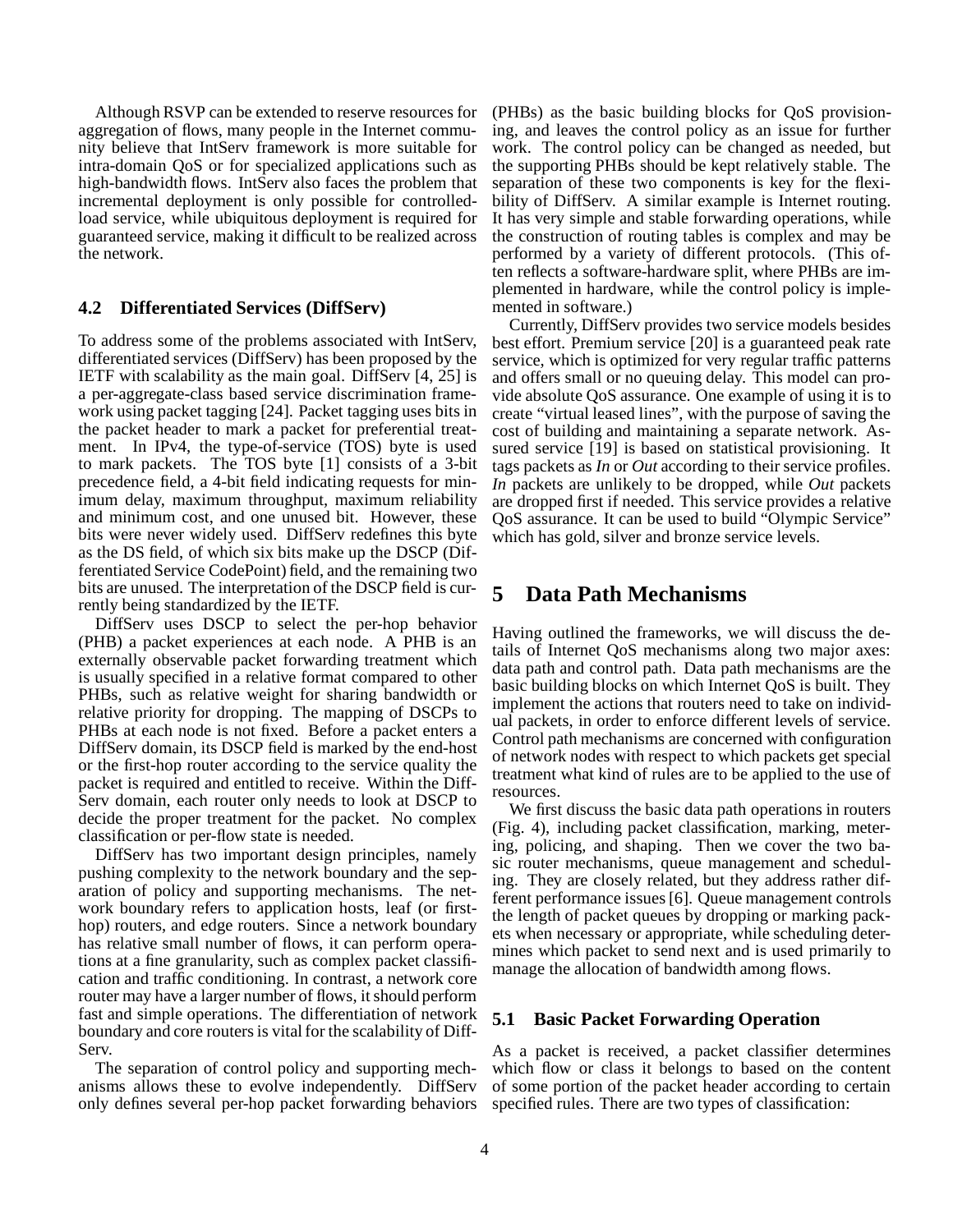Although RSVP can be extended to reserve resources for aggregation of flows, many people in the Internet community believe that IntServ framework is more suitable for intra-domain QoS or for specialized applications such as high-bandwidth flows. IntServ also faces the problem that incremental deployment is only possible for controlled-load service, while ubiquitous deployment is required for guaranteed service, making it difficult to be realized across the network.

### 4.2 Differentiated Services (DiffServ)

To address some of the problems associated with IntServ, differentiated services (DiffServ) has been proposed by the IETF with scalability as the main goal. DiffServ [4, 25] is a per-aggregate-class based service discrimination framework using packet tagging [24]. Packet tagging uses bits in the packet header to mark a packet for preferential treatment. In IPv4, the type-of-service (TOS) byte is used to mark packets. The TOS byte [1] consists of a 3-bit precedence field, a 4-bit field indicating requests for minimum delay, maximum throughput, maximum reliability and minimum cost, and one unused bit. However, these bits were never widely used. DiffServ redefines this byte as the DS field, of which six bits make up the DSCP (Differentiated Service CodePoint) field, and the remaining two bits are unused. The interpretation of the DSCP field is currently being standardized by the IETF.

DiffServ uses DSCP to select the per-hop behavior (PHB) a packet experiences at each node. A PHB is an externally observable packet forwarding treatment which is usually specified in a relative format compared to other PHBs, such as relative weight for sharing bandwidth or relative priority for dropping. The mapping of DSCPs to PHBs at each node is not fixed. Before a packet enters a DiffServ domain, its DSCP field is marked by the end-host or the first-hop router according to the service quality the packet is required and entitled to receive. Within the DiffServ domain, each router only needs to look at DSCP to decide the proper treatment for the packet. No complex classification or per-flow state is needed.

DiffServ has two important design principles, namely pushing complexity to the network boundary and the separation of policy and supporting mechanisms. The network boundary refers to application hosts, leaf (or first-hop) routers, and edge routers. Since a network boundary has relative small number of flows, it can perform operations at a fine granularity, such as complex packet classification and traffic conditioning. In contrast, a network core router may have a larger number of flows, it should perform fast and simple operations. The differentiation of network boundary and core routers is vital for the scalability of DiffServ.

The separation of control policy and supporting mechanisms allows these to evolve independently. DiffServ only defines several per-hop packet forwarding behaviors (PHBs) as the basic building blocks for QoS provisioning, and leaves the control policy as an issue for further work. The control policy can be changed as needed, but the supporting PHBs should be kept relatively stable. The separation of these two components is key for the flexibility of DiffServ. A similar example is Internet routing. It has very simple and stable forwarding operations, while the construction of routing tables is complex and may be performed by a variety of different protocols. (This often reflects a software-hardware split, where PHBs are implemented in hardware, while the control policy is implemented in software.)

Currently, DiffServ provides two service models besides best effort. Premium service [20] is a guaranteed peak rate service, which is optimized for very regular traffic patterns and offers small or no queuing delay. This model can provide absolute QoS assurance. One example of using it is to create "virtual leased lines", with the purpose of saving the cost of building and maintaining a separate network. Assured service [19] is based on statistical provisioning. It tags packets as *In* or *Out* according to their service profiles. *In* packets are unlikely to be dropped, while *Out* packets are dropped first if needed. This service provides a relative QoS assurance. It can be used to build "Olympic Service" which has gold, silver and bronze service levels.

## 5 Data Path Mechanisms

Having outlined the frameworks, we will discuss the details of Internet QoS mechanisms along two major axes: data path and control path. Data path mechanisms are the basic building blocks on which Internet QoS is built. They implement the actions that routers need to take on individual packets, in order to enforce different levels of service. Control path mechanisms are concerned with configuration of network nodes with respect to which packets get special treatment what kind of rules are to be applied to the use of resources.

We first discuss the basic data path operations in routers (Fig. 4), including packet classification, marking, metering, policing, and shaping. Then we cover the two basic router mechanisms, queue management and scheduling. They are closely related, but they address rather different performance issues [6]. Queue management controls the length of packet queues by dropping or marking packets when necessary or appropriate, while scheduling determines which packet to send next and is used primarily to manage the allocation of bandwidth among flows.

### 5.1 Basic Packet Forwarding Operation

As a packet is received, a packet classifier determines which flow or class it belongs to based on the content of some portion of the packet header according to certain specified rules. There are two types of classification: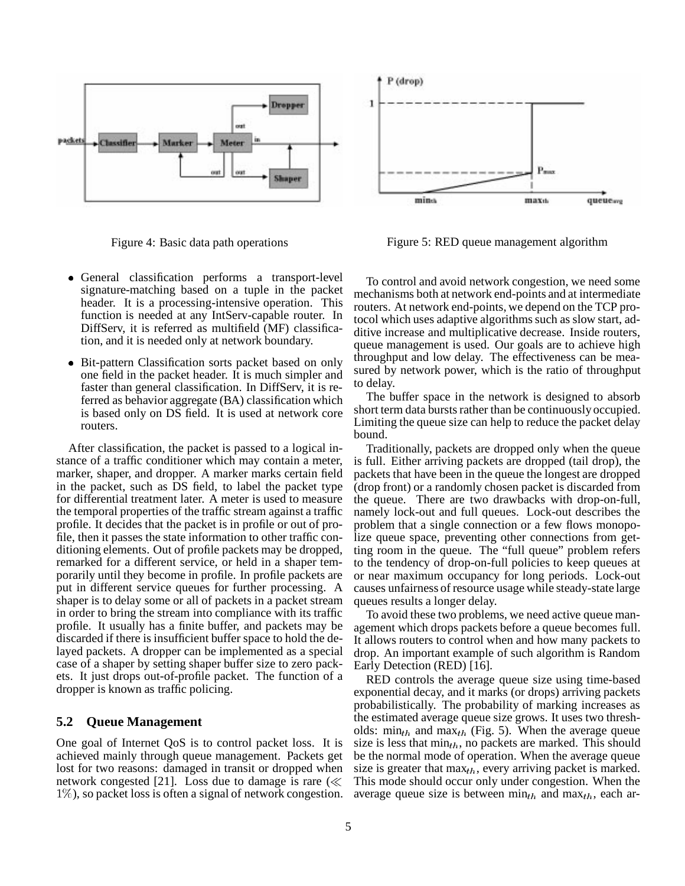Figure 4: Basic data path operations

Figure 5: RED queue management algorithm

- General classification performs a transport-level signature-matching based on a tuple in the packet header. It is a processing-intensive operation. This function is needed at any IntServ-capable router. In DiffServ, it is referred as multifield (MF) classification, and it is needed only at network boundary.
- Bit-pattern Classification sorts packet based on only one field in the packet header. It is much simpler and faster than general classification. In DiffServ, it is referred as behavior aggregate (BA) classification which is based only on DS field. It is used at network core routers.

After classification, the packet is passed to a logical instance of a traffic conditioner which may contain a meter, marker, shaper, and dropper. A marker marks certain field in the packet, such as DS field, to label the packet type for differential treatment later. A meter is used to measure the temporal properties of the traffic stream against a traffic profile. It decides that the packet is in profile or out of profile, then it passes the state information to other traffic conditioning elements. Out of profile packets may be dropped, remarked for a different service, or held in a shaper temporarily until they become in profile. In profile packets are put in different service queues for further processing. A shaper is to delay some or all of packets in a packet stream in order to bring the stream into compliance with its traffic profile. It usually has a finite buffer, and packets may be discarded if there is insufficient buffer space to hold the delayed packets. A dropper can be implemented as a special case of a shaper by setting shaper buffer size to zero packets. It just drops out-of-profile packet. The function of a dropper is known as traffic policing.

## 5.2 Queue Management

One goal of Internet QoS is to control packet loss. It is achieved mainly through queue management. Packets get lost for two reasons: damaged in transit or dropped when network congested [21]. Loss due to damage is rare ($\ll 1\%$), so packet loss is often a signal of network congestion.

To control and avoid network congestion, we need some mechanisms both at network end-points and at intermediate routers. At network end-points, we depend on the TCP protocol which uses adaptive algorithms such as slow start, additive increase and multiplicative decrease. Inside routers, queue management is used. Our goals are to achieve high throughput and low delay. The effectiveness can be measured by network power, which is the ratio of throughput to delay.

The buffer space in the network is designed to absorb short term data bursts rather than be continuously occupied. Limiting the queue size can help to reduce the packet delay bound.

Traditionally, packets are dropped only when the queue is full. Either arriving packets are dropped (tail drop), the packets that have been in the queue the longest are dropped (drop front) or a randomly chosen packet is discarded from the queue. There are two drawbacks with drop-on-full, namely lock-out and full queues. Lock-out describes the problem that a single connection or a few flows monopolize queue space, preventing other connections from getting room in the queue. The "full queue" problem refers to the tendency of drop-on-full policies to keep queues at or near maximum occupancy for long periods. Lock-out causes unfairness of resource usage while steady-state large queues results a longer delay.

To avoid these two problems, we need active queue management which drops packets before a queue becomes full. It allows routers to control when and how many packets to drop. An important example of such algorithm is Random Early Detection (RED) [16].

RED controls the average queue size using time-based exponential decay, and it marks (or drops) arriving packets probabilistically. The probability of marking increases as the estimated average queue size grows. It uses two thresholds: $\min_{th}$ and $\max_{th}$ (Fig. 5). When the average queue size is less that $\min_{th}$, no packets are marked. This should be the normal mode of operation. When the average queue size is greater that $\max_{th}$, every arriving packet is marked. This mode should occur only under congestion. When the average queue size is between $\min_{th}$ and $\max_{th}$, each ar-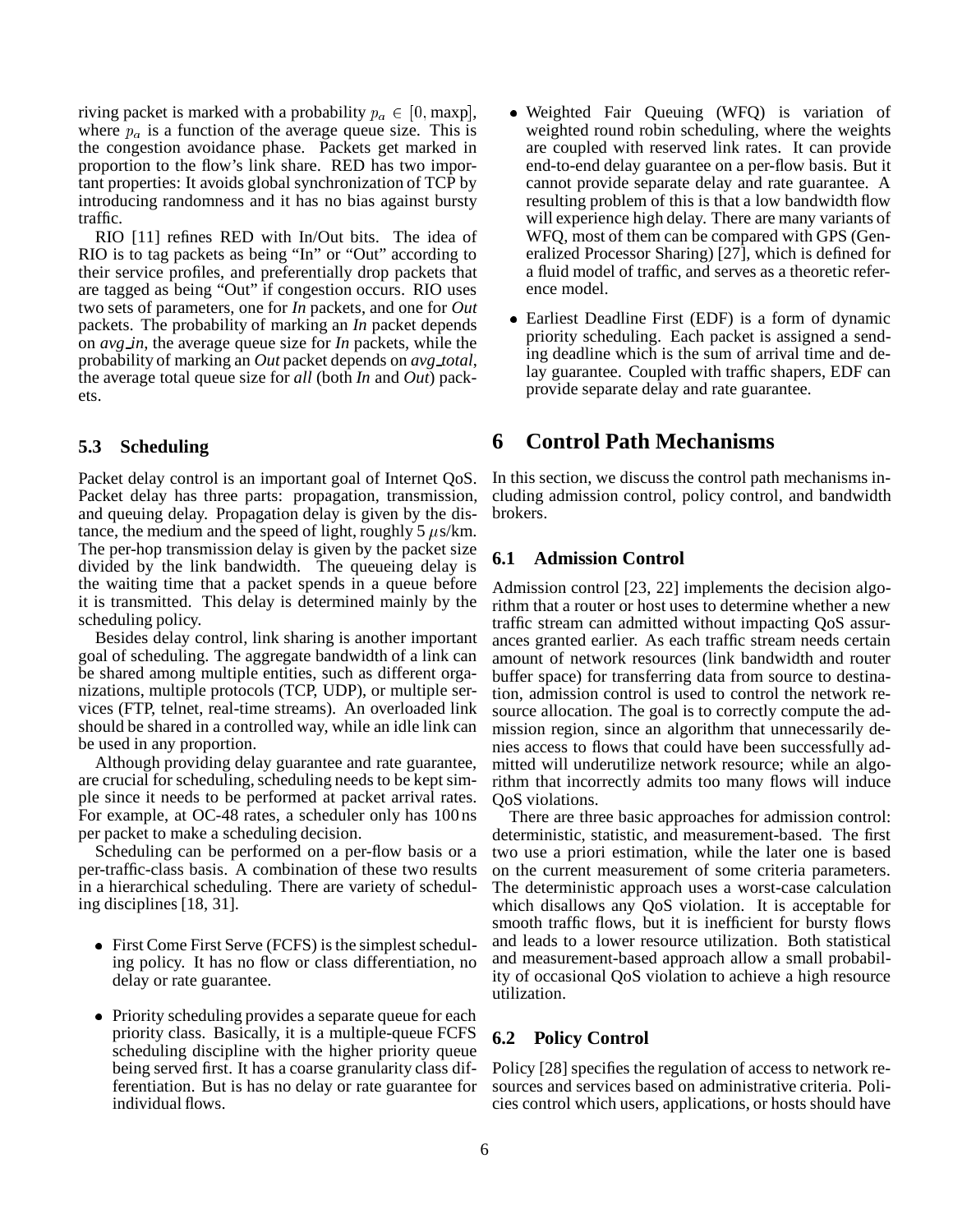riving packet is marked with a probability $p_a \in [0, \text{maxp}]$, where $p_a$ is a function of the average queue size. This is the congestion avoidance phase. Packets get marked in proportion to the flow's link share. RED has two important properties: It avoids global synchronization of TCP by introducing randomness and it has no bias against bursty traffic.

RIO [11] refines RED with In/Out bits. The idea of RIO is to tag packets as being "In" or "Out" according to their service profiles, and preferentially drop packets that are tagged as being "Out" if congestion occurs. RIO uses two sets of parameters, one for *In* packets, and one for *Out* packets. The probability of marking an *In* packet depends on *avg_in*, the average queue size for *In* packets, while the probability of marking an *Out* packet depends on *avg_total*, the average total queue size for *all* (both *In* and *Out*) packets.

### 5.3 Scheduling

Packet delay control is an important goal of Internet QoS. Packet delay has three parts: propagation, transmission, and queuing delay. Propagation delay is given by the distance, the medium and the speed of light, roughly 5 $\mu$s/km. The per-hop transmission delay is given by the packet size divided by the link bandwidth. The queueing delay is the waiting time that a packet spends in a queue before it is transmitted. This delay is determined mainly by the scheduling policy.

Besides delay control, link sharing is another important goal of scheduling. The aggregate bandwidth of a link can be shared among multiple entities, such as different organizations, multiple protocols (TCP, UDP), or multiple services (FTP, telnet, real-time streams). An overloaded link should be shared in a controlled way, while an idle link can be used in any proportion.

Although providing delay guarantee and rate guarantee, are crucial for scheduling, scheduling needs to be kept simple since it needs to be performed at packet arrival rates. For example, at OC-48 rates, a scheduler only has 100 ns per packet to make a scheduling decision.

Scheduling can be performed on a per-flow basis or a per-traffic-class basis. A combination of these two results in a hierarchical scheduling. There are variety of scheduling disciplines [18, 31].

- First Come First Serve (FCFS) is the simplest scheduling policy. It has no flow or class differentiation, no delay or rate guarantee.
- Priority scheduling provides a separate queue for each priority class. Basically, it is a multiple-queue FCFS scheduling discipline with the higher priority queue being served first. It has a coarse granularity class differentiation. But is has no delay or rate guarantee for individual flows.
- Weighted Fair Queuing (WFQ) is variation of weighted round robin scheduling, where the weights are coupled with reserved link rates. It can provide end-to-end delay guarantee on a per-flow basis. But it cannot provide separate delay and rate guarantee. A resulting problem of this is that a low bandwidth flow will experience high delay. There are many variants of WFQ, most of them can be compared with GPS (Generalized Processor Sharing) [27], which is defined for a fluid model of traffic, and serves as a theoretic reference model.
- Earliest Deadline First (EDF) is a form of dynamic priority scheduling. Each packet is assigned a sending deadline which is the sum of arrival time and delay guarantee. Coupled with traffic shapers, EDF can provide separate delay and rate guarantee.

## 6 Control Path Mechanisms

In this section, we discuss the control path mechanisms including admission control, policy control, and bandwidth brokers.

### 6.1 Admission Control

Admission control [23, 22] implements the decision algorithm that a router or host uses to determine whether a new traffic stream can admitted without impacting QoS assurances granted earlier. As each traffic stream needs certain amount of network resources (link bandwidth and router buffer space) for transferring data from source to destination, admission control is used to control the network resource allocation. The goal is to correctly compute the admission region, since an algorithm that unnecessarily denies access to flows that could have been successfully admitted will underutilize network resource; while an algorithm that incorrectly admits too many flows will induce QoS violations.

There are three basic approaches for admission control: deterministic, statistic, and measurement-based. The first two use a priori estimation, while the later one is based on the current measurement of some criteria parameters. The deterministic approach uses a worst-case calculation which disallows any QoS violation. It is acceptable for smooth traffic flows, but it is inefficient for bursty flows and leads to a lower resource utilization. Both statistical and measurement-based approach allow a small probability of occasional QoS violation to achieve a high resource utilization.

### 6.2 Policy Control

Policy [28] specifies the regulation of access to network resources and services based on administrative criteria. Policies control which users, applications, or hosts should have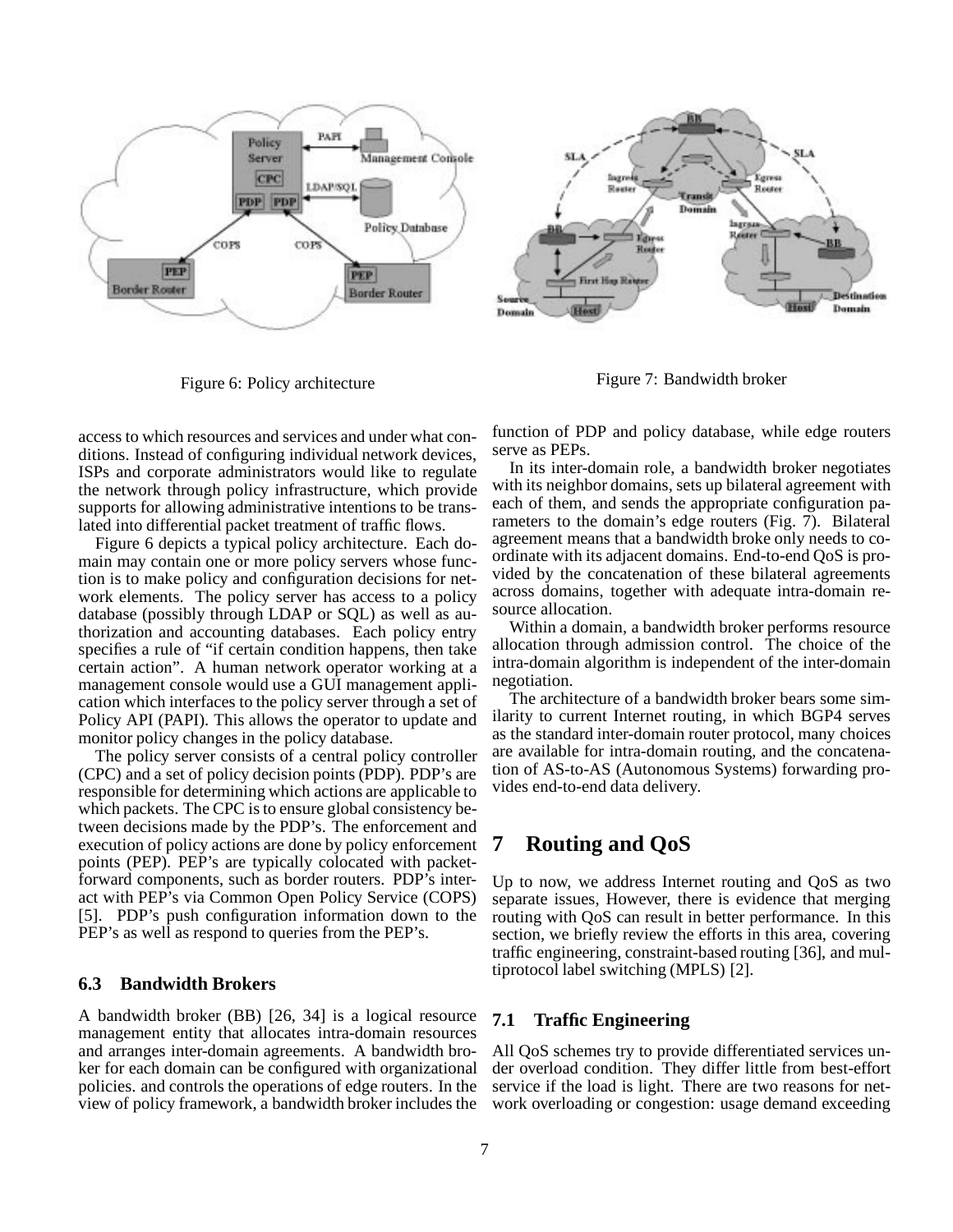Figure 6: Policy architecture

Figure 7: Bandwidth broker

access to which resources and services and under what conditions. Instead of configuring individual network devices, ISPs and corporate administrators would like to regulate the network through policy infrastructure, which provide supports for allowing administrative intentions to be translated into differential packet treatment of traffic flows.

Figure 6 depicts a typical policy architecture. Each domain may contain one or more policy servers whose function is to make policy and configuration decisions for network elements. The policy server has access to a policy database (possibly through LDAP or SQL) as well as authorization and accounting databases. Each policy entry specifies a rule of "if certain condition happens, then take certain action". A human network operator working at a management console would use a GUI management application which interfaces to the policy server through a set of Policy API (PAPI). This allows the operator to update and monitor policy changes in the policy database.

The policy server consists of a central policy controller (CPC) and a set of policy decision points (PDP). PDP's are responsible for determining which actions are applicable to which packets. The CPC is to ensure global consistency between decisions made by the PDP's. The enforcement and execution of policy actions are done by policy enforcement points (PEP). PEP's are typically colocated with packet-forward components, such as border routers. PDP's interact with PEP's via Common Open Policy Service (COPS) [5]. PDP's push configuration information down to the PEP's as well as respond to queries from the PEP's.

### 6.3 Bandwidth Brokers

A bandwidth broker (BB) [26, 34] is a logical resource management entity that allocates intra-domain resources and arranges inter-domain agreements. A bandwidth broker for each domain can be configured with organizational policies. and controls the operations of edge routers. In the view of policy framework, a bandwidth broker includes the function of PDP and policy database, while edge routers serve as PEPs.

In its inter-domain role, a bandwidth broker negotiates with its neighbor domains, sets up bilateral agreement with each of them, and sends the appropriate configuration parameters to the domain's edge routers (Fig. 7). Bilateral agreement means that a bandwidth broke only needs to coordinate with its adjacent domains. End-to-end QoS is provided by the concatenation of these bilateral agreements across domains, together with adequate intra-domain resource allocation.

Within a domain, a bandwidth broker performs resource allocation through admission control. The choice of the intra-domain algorithm is independent of the inter-domain negotiation.

The architecture of a bandwidth broker bears some similarity to current Internet routing, in which BGP4 serves as the standard inter-domain router protocol, many choices are available for intra-domain routing, and the concatenation of AS-to-AS (Autonomous Systems) forwarding provides end-to-end data delivery.

## 7 Routing and QoS

Up to now, we address Internet routing and QoS as two separate issues, However, there is evidence that merging routing with QoS can result in better performance. In this section, we briefly review the efforts in this area, covering traffic engineering, constraint-based routing [36], and multiprotocol label switching (MPLS) [2].

### 7.1 Traffic Engineering

All QoS schemes try to provide differentiated services under overload condition. They differ little from best-effort service if the load is light. There are two reasons for network overloading or congestion: usage demand exceeding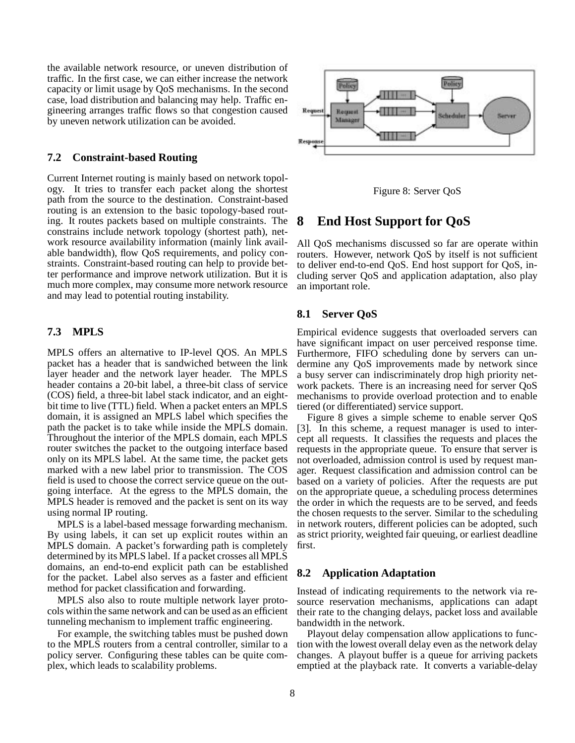the available network resource, or uneven distribution of traffic. In the first case, we can either increase the network capacity or limit usage by QoS mechanisms. In the second case, load distribution and balancing may help. Traffic engineering arranges traffic flows so that congestion caused by uneven network utilization can be avoided.

### 7.2 Constraint-based Routing

Current Internet routing is mainly based on network topology. It tries to transfer each packet along the shortest path from the source to the destination. Constraint-based routing is an extension to the basic topology-based routing. It routes packets based on multiple constraints. The constrains include network topology (shortest path), network resource availability information (mainly link available bandwidth), flow QoS requirements, and policy constraints. Constraint-based routing can help to provide better performance and improve network utilization. But it is much more complex, may consume more network resource and may lead to potential routing instability.

### 7.3 MPLS

MPLS offers an alternative to IP-level QOS. An MPLS packet has a header that is sandwiched between the link layer header and the network layer header. The MPLS header contains a 20-bit label, a three-bit class of service (COS) field, a three-bit label stack indicator, and an eight-bit time to live (TTL) field. When a packet enters an MPLS domain, it is assigned an MPLS label which specifies the path the packet is to take while inside the MPLS domain. Throughout the interior of the MPLS domain, each MPLS router switches the packet to the outgoing interface based only on its MPLS label. At the same time, the packet gets marked with a new label prior to transmission. The COS field is used to choose the correct service queue on the outgoing interface. At the egress to the MPLS domain, the MPLS header is removed and the packet is sent on its way using normal IP routing.

MPLS is a label-based message forwarding mechanism. By using labels, it can set up explicit routes within an MPLS domain. A packet's forwarding path is completely determined by its MPLS label. If a packet crosses all MPLS domains, an end-to-end explicit path can be established for the packet. Label also serves as a faster and efficient method for packet classification and forwarding.

MPLS also also to route multiple network layer protocols within the same network and can be used as an efficient tunneling mechanism to implement traffic engineering.

For example, the switching tables must be pushed down to the MPLS routers from a central controller, similar to a policy server. Configuring these tables can be quite complex, which leads to scalability problems.

Figure 8: Server QoS

# 8 End Host Support for QoS

All QoS mechanisms discussed so far are operate within routers. However, network QoS by itself is not sufficient to deliver end-to-end QoS. End host support for QoS, including server QoS and application adaptation, also play an important role.

### 8.1 Server QoS

Empirical evidence suggests that overloaded servers can have significant impact on user perceived response time. Furthermore, FIFO scheduling done by servers can undermine any QoS improvements made by network since a busy server can indiscriminately drop high priority network packets. There is an increasing need for server QoS mechanisms to provide overload protection and to enable tiered (or differentiated) service support.

Figure 8 gives a simple scheme to enable server QoS [3]. In this scheme, a request manager is used to intercept all requests. It classifies the requests and places the requests in the appropriate queue. To ensure that server is not overloaded, admission control is used by request manager. Request classification and admission control can be based on a variety of policies. After the requests are put on the appropriate queue, a scheduling process determines the order in which the requests are to be served, and feeds the chosen requests to the server. Similar to the scheduling in network routers, different policies can be adopted, such as strict priority, weighted fair queuing, or earliest deadline first.

### 8.2 Application Adaptation

Instead of indicating requirements to the network via resource reservation mechanisms, applications can adapt their rate to the changing delays, packet loss and available bandwidth in the network.

Playout delay compensation allow applications to function with the lowest overall delay even as the network delay changes. A playout buffer is a queue for arriving packets emptied at the playback rate. It converts a variable-delay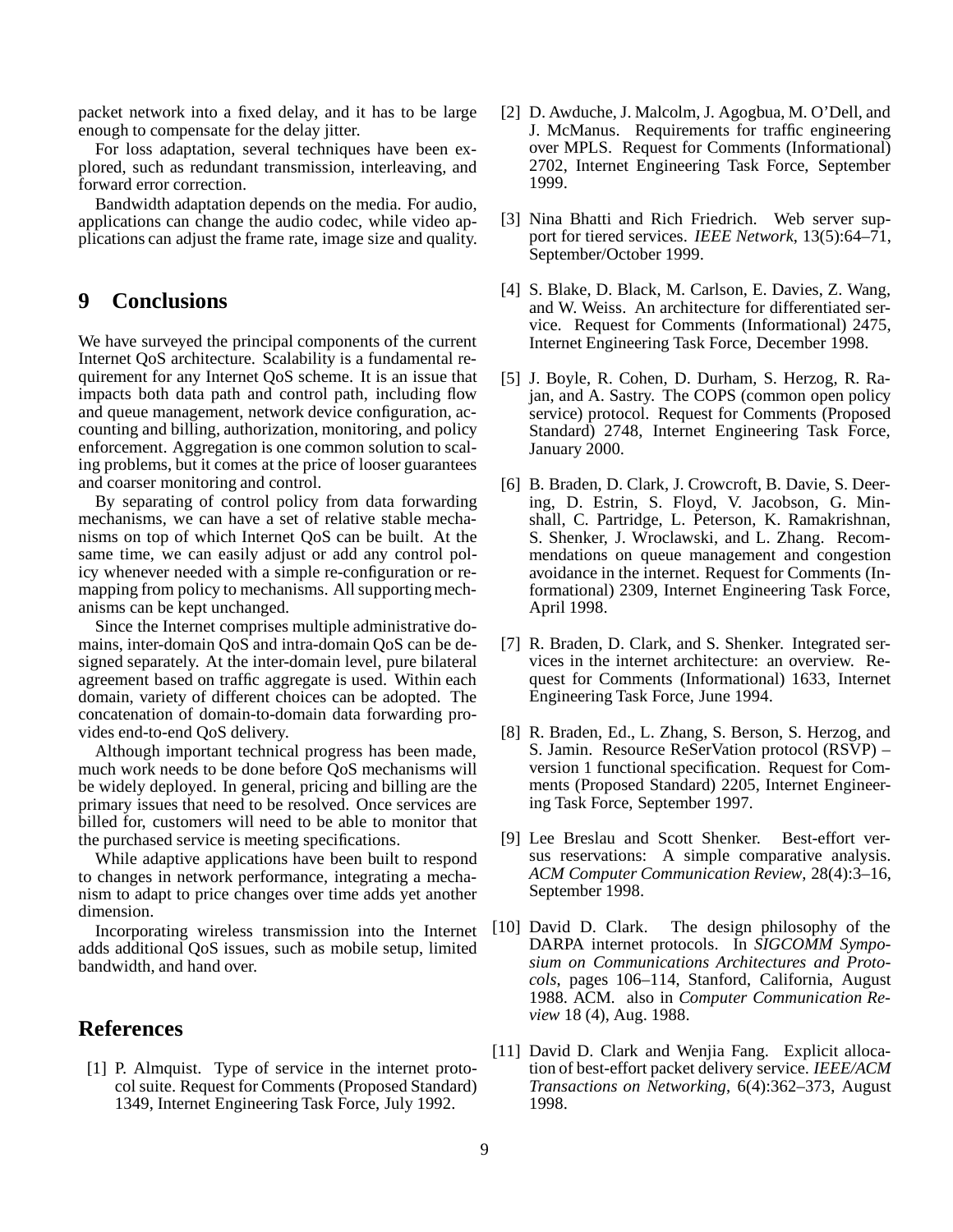packet network into a fixed delay, and it has to be large enough to compensate for the delay jitter.

For loss adaptation, several techniques have been explored, such as redundant transmission, interleaving, and forward error correction.

Bandwidth adaptation depends on the media. For audio, applications can change the audio codec, while video applications can adjust the frame rate, image size and quality.

## 9 Conclusions

We have surveyed the principal components of the current Internet QoS architecture. Scalability is a fundamental requirement for any Internet QoS scheme. It is an issue that impacts both data path and control path, including flow and queue management, network device configuration, accounting and billing, authorization, monitoring, and policy enforcement. Aggregation is one common solution to scaling problems, but it comes at the price of looser guarantees and coarser monitoring and control.

By separating of control policy from data forwarding mechanisms, we can have a set of relative stable mechanisms on top of which Internet QoS can be built. At the same time, we can easily adjust or add any control policy whenever needed with a simple re-configuration or re-mapping from policy to mechanisms. All supporting mechanisms can be kept unchanged.

Since the Internet comprises multiple administrative domains, inter-domain QoS and intra-domain QoS can be designed separately. At the inter-domain level, pure bilateral agreement based on traffic aggregate is used. Within each domain, variety of different choices can be adopted. The concatenation of domain-to-domain data forwarding provides end-to-end QoS delivery.

Although important technical progress has been made, much work needs to be done before QoS mechanisms will be widely deployed. In general, pricing and billing are the primary issues that need to be resolved. Once services are billed for, customers will need to be able to monitor that the purchased service is meeting specifications.

While adaptive applications have been built to respond to changes in network performance, integrating a mechanism to adapt to price changes over time adds yet another dimension.

Incorporating wireless transmission into the Internet adds additional QoS issues, such as mobile setup, limited bandwidth, and hand over.

## References

[1] P. Almquist. Type of service in the internet protocol suite. Request for Comments (Proposed Standard) 1349, Internet Engineering Task Force, July 1992.

[2] D. Awduche, J. Malcolm, J. Agogbua, M. O'Dell, and J. McManus. Requirements for traffic engineering over MPLS. Request for Comments (Informational) 2702, Internet Engineering Task Force, September 1999.

[3] Nina Bhatti and Rich Friedrich. Web server support for tiered services. *IEEE Network*, 13(5):64–71, September/October 1999.

[4] S. Blake, D. Black, M. Carlson, E. Davies, Z. Wang, and W. Weiss. An architecture for differentiated service. Request for Comments (Informational) 2475, Internet Engineering Task Force, December 1998.

[5] J. Boyle, R. Cohen, D. Durham, S. Herzog, R. Rajan, and A. Sastry. The COPS (common open policy service) protocol. Request for Comments (Proposed Standard) 2748, Internet Engineering Task Force, January 2000.

[6] B. Braden, D. Clark, J. Crowcroft, B. Davie, S. Deering, D. Estrin, S. Floyd, V. Jacobson, G. Minshall, C. Partridge, L. Peterson, K. Ramakrishnan, S. Shenker, J. Wroclawski, and L. Zhang. Recommendations on queue management and congestion avoidance in the internet. Request for Comments (Informational) 2309, Internet Engineering Task Force, April 1998.

[7] R. Braden, D. Clark, and S. Shenker. Integrated services in the internet architecture: an overview. Request for Comments (Informational) 1633, Internet Engineering Task Force, June 1994.

[8] R. Braden, Ed., L. Zhang, S. Berson, S. Herzog, and S. Jamin. Resource ReSerVation protocol (RSVP) – version 1 functional specification. Request for Comments (Proposed Standard) 2205, Internet Engineering Task Force, September 1997.

[9] Lee Breslau and Scott Shenker. Best-effort versus reservations: A simple comparative analysis. *ACM Computer Communication Review*, 28(4):3–16, September 1998.

[10] David D. Clark. The design philosophy of the DARPA internet protocols. In *SIGCOMM Symposium on Communications Architectures and Protocols*, pages 106–114, Stanford, California, August 1988. ACM. also in *Computer Communication Review* 18 (4), Aug. 1988.

[11] David D. Clark and Wenjia Fang. Explicit allocation of best-effort packet delivery service. *IEEE/ACM Transactions on Networking*, 6(4):362–373, August 1998.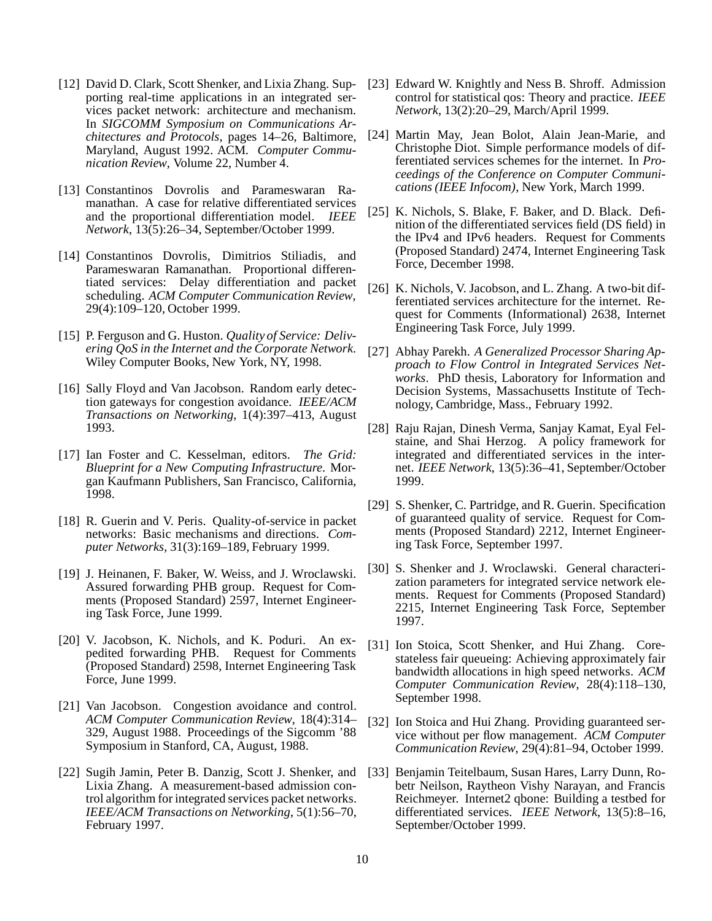[12] David D. Clark, Scott Shenker, and Lixia Zhang. Supporting real-time applications in an integrated services packet network: architecture and mechanism. In *SIGCOMM Symposium on Communications Architectures and Protocols*, pages 14–26, Baltimore, Maryland, August 1992. ACM. *Computer Communication Review*, Volume 22, Number 4.

[13] Constantinos Dovrolis and Parameswaran Ramanathan. A case for relative differentiated services and the proportional differentiation model. *IEEE Network*, 13(5):26–34, September/October 1999.

[14] Constantinos Dovrolis, Dimitrios Stiliadis, and Parameswaran Ramanathan. Proportional differentiated services: Delay differentiation and packet scheduling. *ACM Computer Communication Review*, 29(4):109–120, October 1999.

[15] P. Ferguson and G. Huston. *Quality of Service: Delivering QoS in the Internet and the Corporate Network*. Wiley Computer Books, New York, NY, 1998.

[16] Sally Floyd and Van Jacobson. Random early detection gateways for congestion avoidance. *IEEE/ACM Transactions on Networking*, 1(4):397–413, August 1993.

[17] Ian Foster and C. Kesselman, editors. *The Grid: Blueprint for a New Computing Infrastructure*. Morgan Kaufmann Publishers, San Francisco, California, 1998.

[18] R. Guerin and V. Peris. Quality-of-service in packet networks: Basic mechanisms and directions. *Computer Networks*, 31(3):169–189, February 1999.

[19] J. Heinanen, F. Baker, W. Weiss, and J. Wroclawski. Assured forwarding PHB group. Request for Comments (Proposed Standard) 2597, Internet Engineering Task Force, June 1999.

[20] V. Jacobson, K. Nichols, and K. Poduri. An expedited forwarding PHB. Request for Comments (Proposed Standard) 2598, Internet Engineering Task Force, June 1999.

[21] Van Jacobson. Congestion avoidance and control. *ACM Computer Communication Review*, 18(4):314–329, August 1988. Proceedings of the Sigcomm '88 Symposium in Stanford, CA, August, 1988.

[22] Sugih Jamin, Peter B. Danzig, Scott J. Shenker, and Lixia Zhang. A measurement-based admission control algorithm for integrated services packet networks. *IEEE/ACM Transactions on Networking*, 5(1):56–70, February 1997.

[23] Edward W. Knightly and Ness B. Shroff. Admission control for statistical qos: Theory and practice. *IEEE Network*, 13(2):20–29, March/April 1999.

[24] Martin May, Jean Bolot, Alain Jean-Marie, and Christophe Diot. Simple performance models of differentiated services schemes for the internet. In *Proceedings of the Conference on Computer Communications (IEEE Infocom)*, New York, March 1999.

[25] K. Nichols, S. Blake, F. Baker, and D. Black. Definition of the differentiated services field (DS field) in the IPv4 and IPv6 headers. Request for Comments (Proposed Standard) 2474, Internet Engineering Task Force, December 1998.

[26] K. Nichols, V. Jacobson, and L. Zhang. A two-bit differentiated services architecture for the internet. Request for Comments (Informational) 2638, Internet Engineering Task Force, July 1999.

[27] Abhay Parekh. *A Generalized Processor Sharing Approach to Flow Control in Integrated Services Networks*. PhD thesis, Laboratory for Information and Decision Systems, Massachusetts Institute of Technology, Cambridge, Mass., February 1992.

[28] Raju Rajan, Dinesh Verma, Sanjay Kamat, Eyal Felstaine, and Shai Herzog. A policy framework for integrated and differentiated services in the internet. *IEEE Network*, 13(5):36–41, September/October 1999.

[29] S. Shenker, C. Partridge, and R. Guerin. Specification of guaranteed quality of service. Request for Comments (Proposed Standard) 2212, Internet Engineering Task Force, September 1997.

[30] S. Shenker and J. Wroclawski. General characterization parameters for integrated service network elements. Request for Comments (Proposed Standard) 2215, Internet Engineering Task Force, September 1997.

[31] Ion Stoica, Scott Shenker, and Hui Zhang. Core-stateless fair queueing: Achieving approximately fair bandwidth allocations in high speed networks. *ACM Computer Communication Review*, 28(4):118–130, September 1998.

[32] Ion Stoica and Hui Zhang. Providing guaranteed service without per flow management. *ACM Computer Communication Review*, 29(4):81–94, October 1999.

[33] Benjamin Teitelbaum, Susan Hares, Larry Dunn, Robetr Neilson, Raytheon Vishy Narayan, and Francis Reichmeyer. Internet2 qbone: Building a testbed for differentiated services. *IEEE Network*, 13(5):8–16, September/October 1999.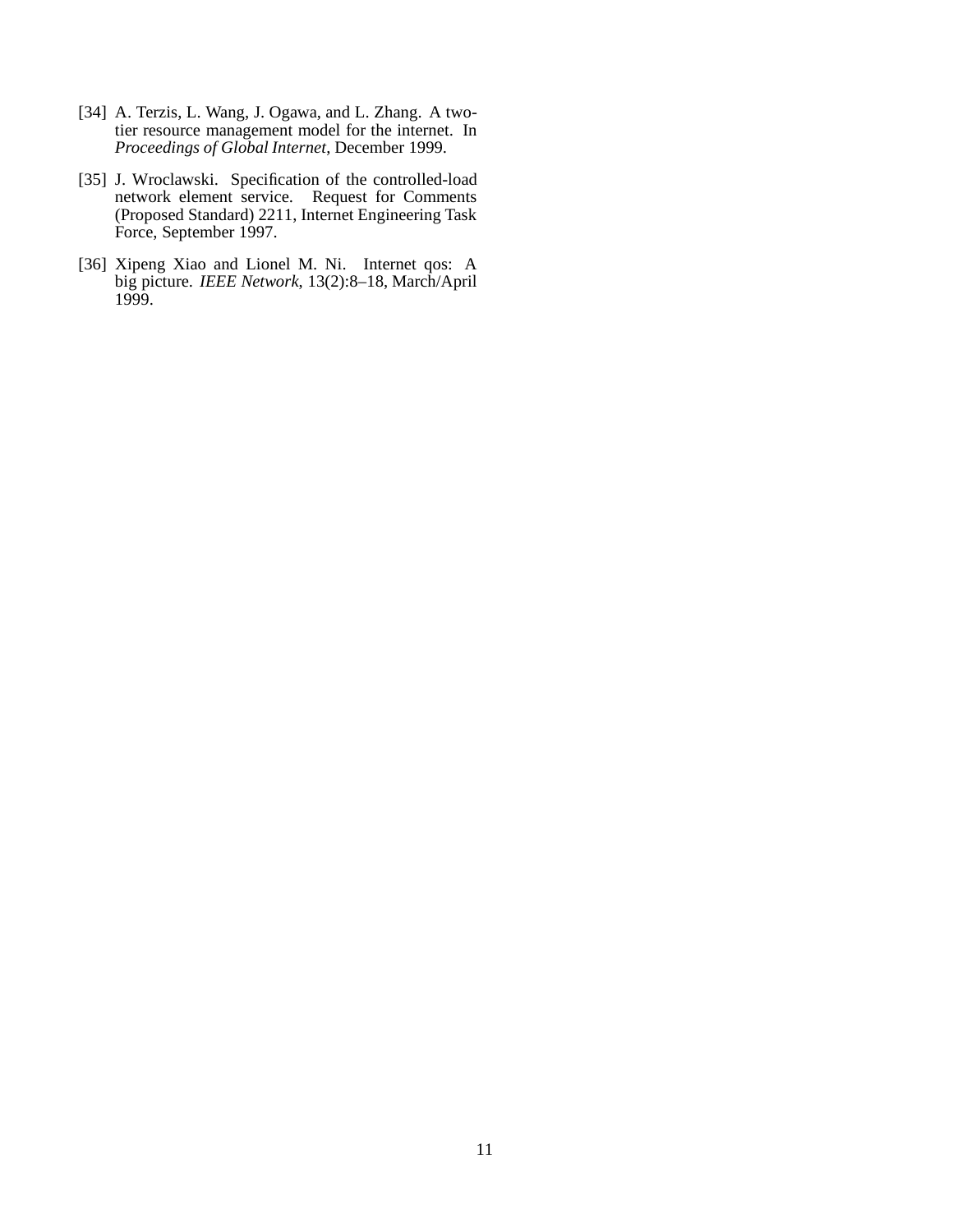[34] A. Terzis, L. Wang, J. Ogawa, and L. Zhang. A two-tier resource management model for the internet. In *Proceedings of Global Internet*, December 1999.

[35] J. Wroclawski. Specification of the controlled-load network element service. Request for Comments (Proposed Standard) 2211, Internet Engineering Task Force, September 1997.

[36] Xipeng Xiao and Lionel M. Ni. Internet qos: A big picture. *IEEE Network*, 13(2):8–18, March/April 1999.